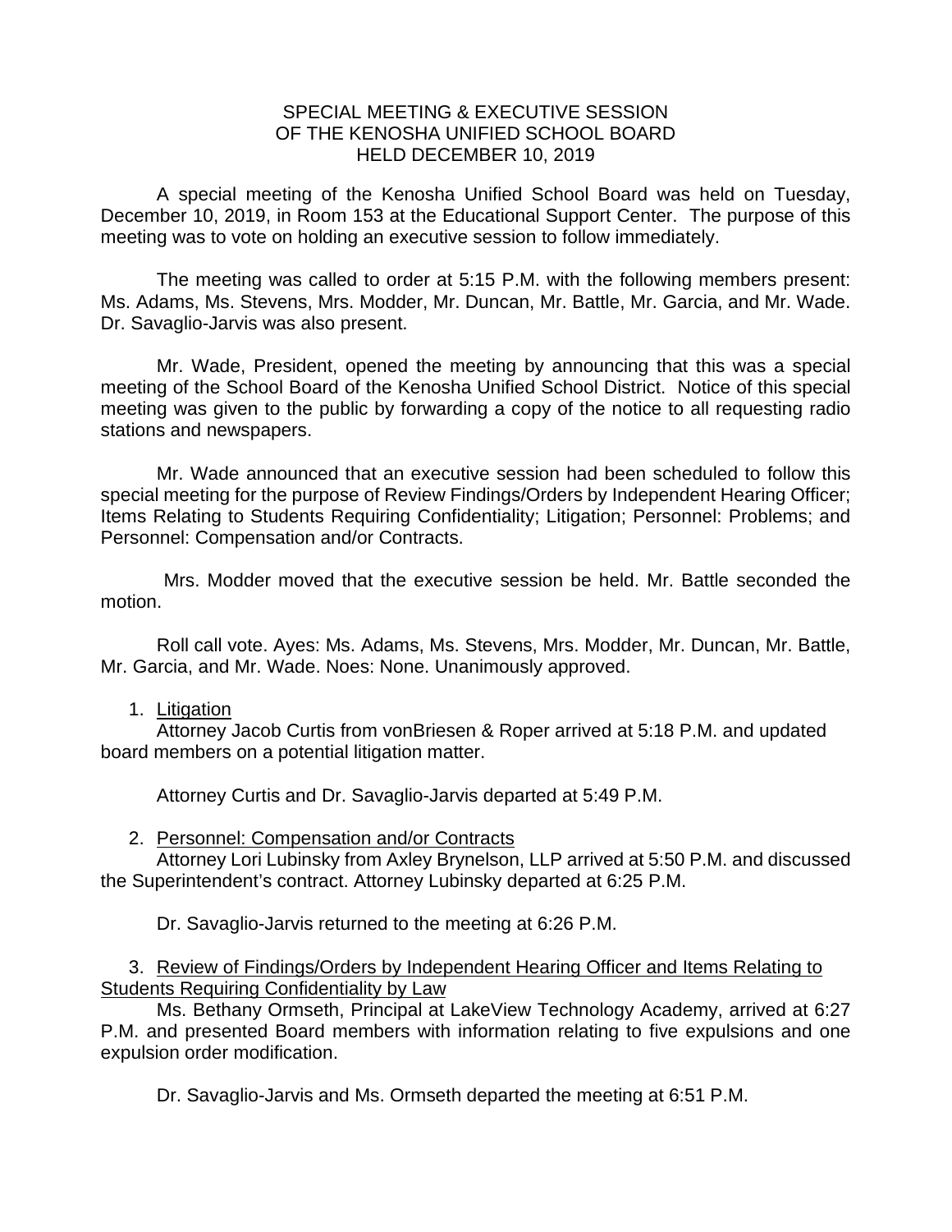# SPECIAL MEETING & EXECUTIVE SESSION OF THE KENOSHA UNIFIED SCHOOL BOARD HELD DECEMBER 10, 2019

A special meeting of the Kenosha Unified School Board was held on Tuesday, December 10, 2019, in Room 153 at the Educational Support Center. The purpose of this meeting was to vote on holding an executive session to follow immediately.

The meeting was called to order at 5:15 P.M. with the following members present: Ms. Adams, Ms. Stevens, Mrs. Modder, Mr. Duncan, Mr. Battle, Mr. Garcia, and Mr. Wade. Dr. Savaglio-Jarvis was also present.

Mr. Wade, President, opened the meeting by announcing that this was a special meeting of the School Board of the Kenosha Unified School District. Notice of this special meeting was given to the public by forwarding a copy of the notice to all requesting radio stations and newspapers.

Mr. Wade announced that an executive session had been scheduled to follow this special meeting for the purpose of Review Findings/Orders by Independent Hearing Officer; Items Relating to Students Requiring Confidentiality; Litigation; Personnel: Problems; and Personnel: Compensation and/or Contracts.

Mrs. Modder moved that the executive session be held. Mr. Battle seconded the motion.

Roll call vote. Ayes: Ms. Adams, Ms. Stevens, Mrs. Modder, Mr. Duncan, Mr. Battle, Mr. Garcia, and Mr. Wade. Noes: None. Unanimously approved.

1. Litigation

Attorney Jacob Curtis from vonBriesen & Roper arrived at 5:18 P.M. and updated board members on a potential litigation matter.

Attorney Curtis and Dr. Savaglio-Jarvis departed at 5:49 P.M.

2. Personnel: Compensation and/or Contracts

Attorney Lori Lubinsky from Axley Brynelson, LLP arrived at 5:50 P.M. and discussed the Superintendent's contract. Attorney Lubinsky departed at 6:25 P.M.

Dr. Savaglio-Jarvis returned to the meeting at 6:26 P.M.

3. Review of Findings/Orders by Independent Hearing Officer and Items Relating to Students Requiring Confidentiality by Law

Ms. Bethany Ormseth, Principal at LakeView Technology Academy, arrived at 6:27 P.M. and presented Board members with information relating to five expulsions and one expulsion order modification.

Dr. Savaglio-Jarvis and Ms. Ormseth departed the meeting at 6:51 P.M.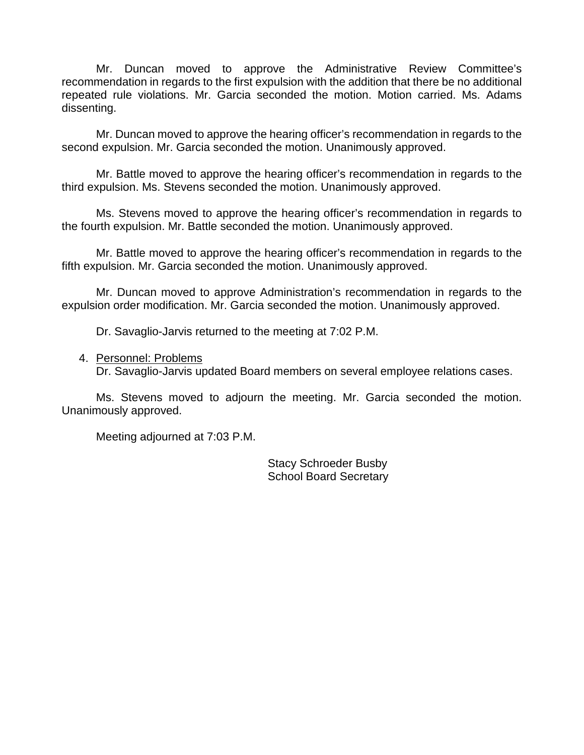Mr. Duncan moved to approve the Administrative Review Committee's recommendation in regards to the first expulsion with the addition that there be no additional repeated rule violations. Mr. Garcia seconded the motion. Motion carried. Ms. Adams dissenting.

Mr. Duncan moved to approve the hearing officer's recommendation in regards to the second expulsion. Mr. Garcia seconded the motion. Unanimously approved.

Mr. Battle moved to approve the hearing officer's recommendation in regards to the third expulsion. Ms. Stevens seconded the motion. Unanimously approved.

Ms. Stevens moved to approve the hearing officer's recommendation in regards to the fourth expulsion. Mr. Battle seconded the motion. Unanimously approved.

Mr. Battle moved to approve the hearing officer's recommendation in regards to the fifth expulsion. Mr. Garcia seconded the motion. Unanimously approved.

Mr. Duncan moved to approve Administration's recommendation in regards to the expulsion order modification. Mr. Garcia seconded the motion. Unanimously approved.

Dr. Savaglio-Jarvis returned to the meeting at 7:02 P.M.

4. Personnel: Problems
   Dr. Savaglio-Jarvis updated Board members on several employee relations cases.

Ms. Stevens moved to adjourn the meeting. Mr. Garcia seconded the motion. Unanimously approved.

Meeting adjourned at 7:03 P.M.

Stacy Schroeder Busby
School Board Secretary